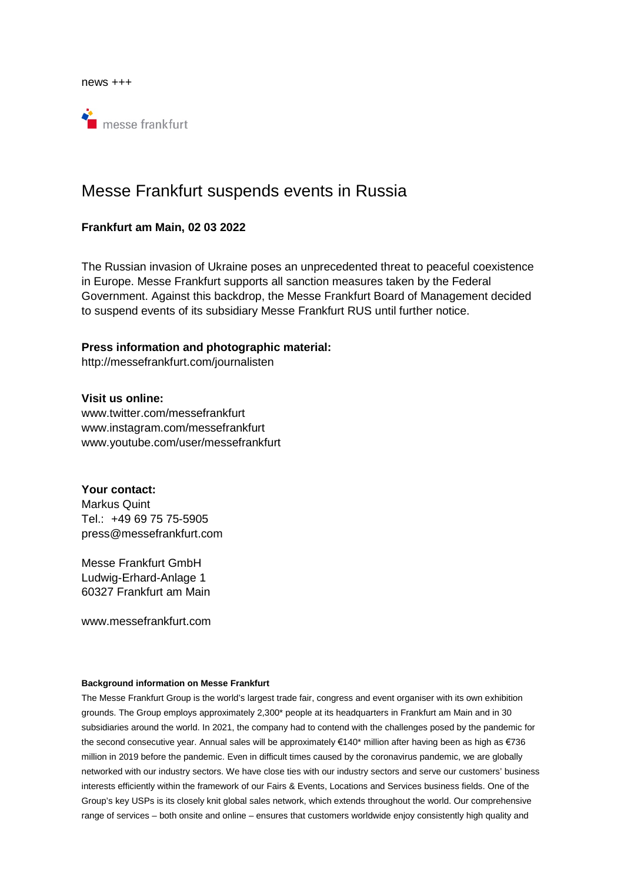news +++

messe frankfurt

# Messe Frankfurt suspends events in Russia

**Frankfurt am Main, 02 03 2022**

The Russian invasion of Ukraine poses an unprecedented threat to peaceful coexistence in Europe. Messe Frankfurt supports all sanction measures taken by the Federal Government. Against this backdrop, the Messe Frankfurt Board of Management decided to suspend events of its subsidiary Messe Frankfurt RUS until further notice.

**Press information and photographic material:**
http://messefrankfurt.com/journalisten

**Visit us online:**
www.twitter.com/messefrankfurt
www.instagram.com/messefrankfurt
www.youtube.com/user/messefrankfurt

**Your contact:**
Markus Quint
Tel.: +49 69 75 75-5905
press@messefrankfurt.com

Messe Frankfurt GmbH
Ludwig-Erhard-Anlage 1
60327 Frankfurt am Main

www.messefrankfurt.com

**Background information on Messe Frankfurt**

The Messe Frankfurt Group is the world's largest trade fair, congress and event organiser with its own exhibition grounds. The Group employs approximately 2,300* people at its headquarters in Frankfurt am Main and in 30 subsidiaries around the world. In 2021, the company had to contend with the challenges posed by the pandemic for the second consecutive year. Annual sales will be approximately €140* million after having been as high as €736 million in 2019 before the pandemic. Even in difficult times caused by the coronavirus pandemic, we are globally networked with our industry sectors. We have close ties with our industry sectors and serve our customers' business interests efficiently within the framework of our Fairs & Events, Locations and Services business fields. One of the Group's key USPs is its closely knit global sales network, which extends throughout the world. Our comprehensive range of services – both onsite and online – ensures that customers worldwide enjoy consistently high quality and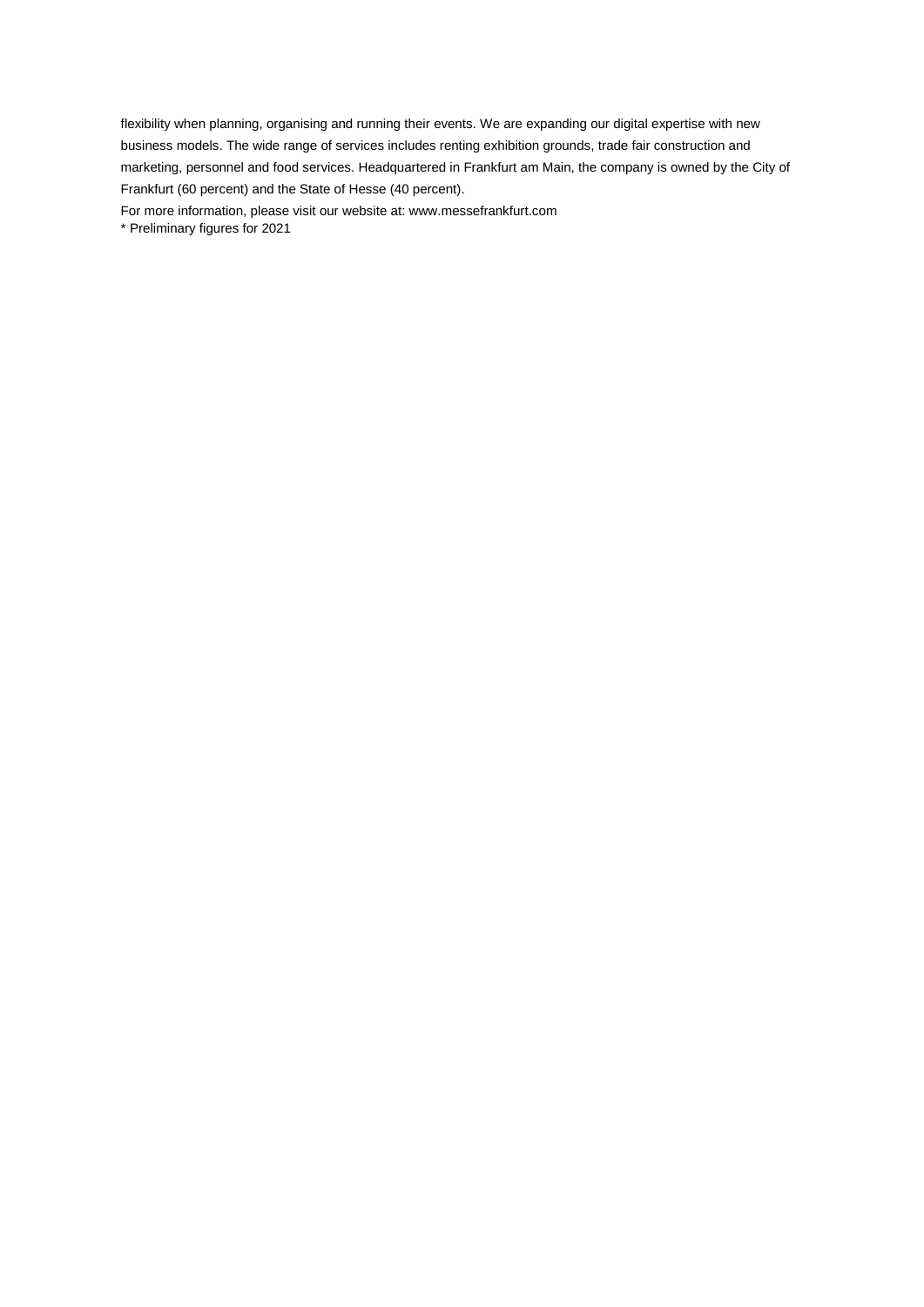flexibility when planning, organising and running their events. We are expanding our digital expertise with new business models. The wide range of services includes renting exhibition grounds, trade fair construction and marketing, personnel and food services. Headquartered in Frankfurt am Main, the company is owned by the City of Frankfurt (60 percent) and the State of Hesse (40 percent).

For more information, please visit our website at: www.messefrankfurt.com

* Preliminary figures for 2021